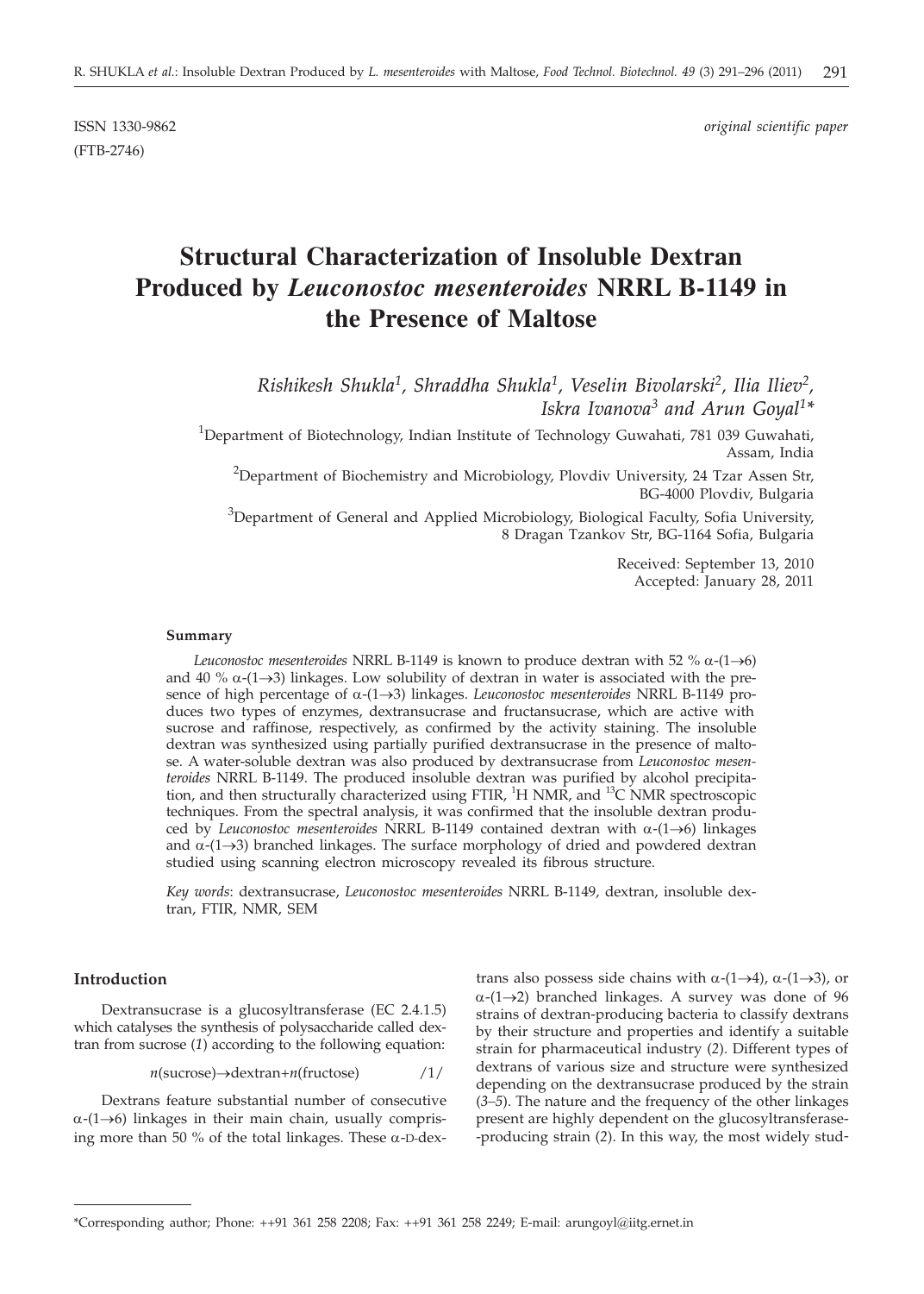ISSN 1330-9862 *original scientific paper*

(FTB-2746)

# Structural Characterization of Insoluble Dextran Produced by *Leuconostoc mesenteroides* NRRL B-1149 in the Presence of Maltose

*Rishikesh Shukla[1], Shraddha Shukla[1], Veselin Bivolarski[2], Ilia Iliev[2], Iskra Ivanova[3] and Arun Goyal[1]\**

[1]Department of Biotechnology, Indian Institute of Technology Guwahati, 781 039 Guwahati, Assam, India

[2]Department of Biochemistry and Microbiology, Plovdiv University, 24 Tzar Assen Str, BG-4000 Plovdiv, Bulgaria

[3]Department of General and Applied Microbiology, Biological Faculty, Sofia University, 8 Dragan Tzankov Str, BG-1164 Sofia, Bulgaria

Received: September 13, 2010
Accepted: January 28, 2011

### Summary

*Leuconostoc mesenteroides* NRRL B-1149 is known to produce dextran with 52 % α-(1→6) and 40 % α-(1→3) linkages. Low solubility of dextran in water is associated with the presence of high percentage of α-(1→3) linkages. *Leuconostoc mesenteroides* NRRL B-1149 produces two types of enzymes, dextransucrase and fructansucrase, which are active with sucrose and raffinose, respectively, as confirmed by the activity staining. The insoluble dextran was synthesized using partially purified dextransucrase in the presence of maltose. A water-soluble dextran was also produced by dextransucrase from *Leuconostoc mesenteroides* NRRL B-1149. The produced insoluble dextran was purified by alcohol precipitation, and then structurally characterized using FTIR, $^{1}$H NMR, and $^{13}$C NMR spectroscopic techniques. From the spectral analysis, it was confirmed that the insoluble dextran produced by *Leuconostoc mesenteroides* NRRL B-1149 contained dextran with α-(1→6) linkages and α-(1→3) branched linkages. The surface morphology of dried and powdered dextran studied using scanning electron microscopy revealed its fibrous structure.

*Key words*: dextransucrase, *Leuconostoc mesenteroides* NRRL B-1149, dextran, insoluble dextran, FTIR, NMR, SEM

### Introduction

Dextransucrase is a glucosyltransferase (EC 2.4.1.5) which catalyses the synthesis of polysaccharide called dextran from sucrose (*1*) according to the following equation:

$$n(\text{sucrose})\rightarrow \text{dextran}+n(\text{fructose}) \qquad /1/$$

Dextrans feature substantial number of consecutive α-(1→6) linkages in their main chain, usually comprising more than 50 % of the total linkages. These α-D-dextrans also possess side chains with α-(1→4), α-(1→3), or α-(1→2) branched linkages. A survey was done of 96 strains of dextran-producing bacteria to classify dextrans by their structure and properties and identify a suitable strain for pharmaceutical industry (*2*). Different types of dextrans of various size and structure were synthesized depending on the dextransucrase produced by the strain (*3–5*). The nature and the frequency of the other linkages present are highly dependent on the glucosyltransferase-producing strain (*2*). In this way, the most widely stud-

\*Corresponding author; Phone: ++91 361 258 2208; Fax: ++91 361 258 2249; E-mail: arungoyl@iitg.ernet.in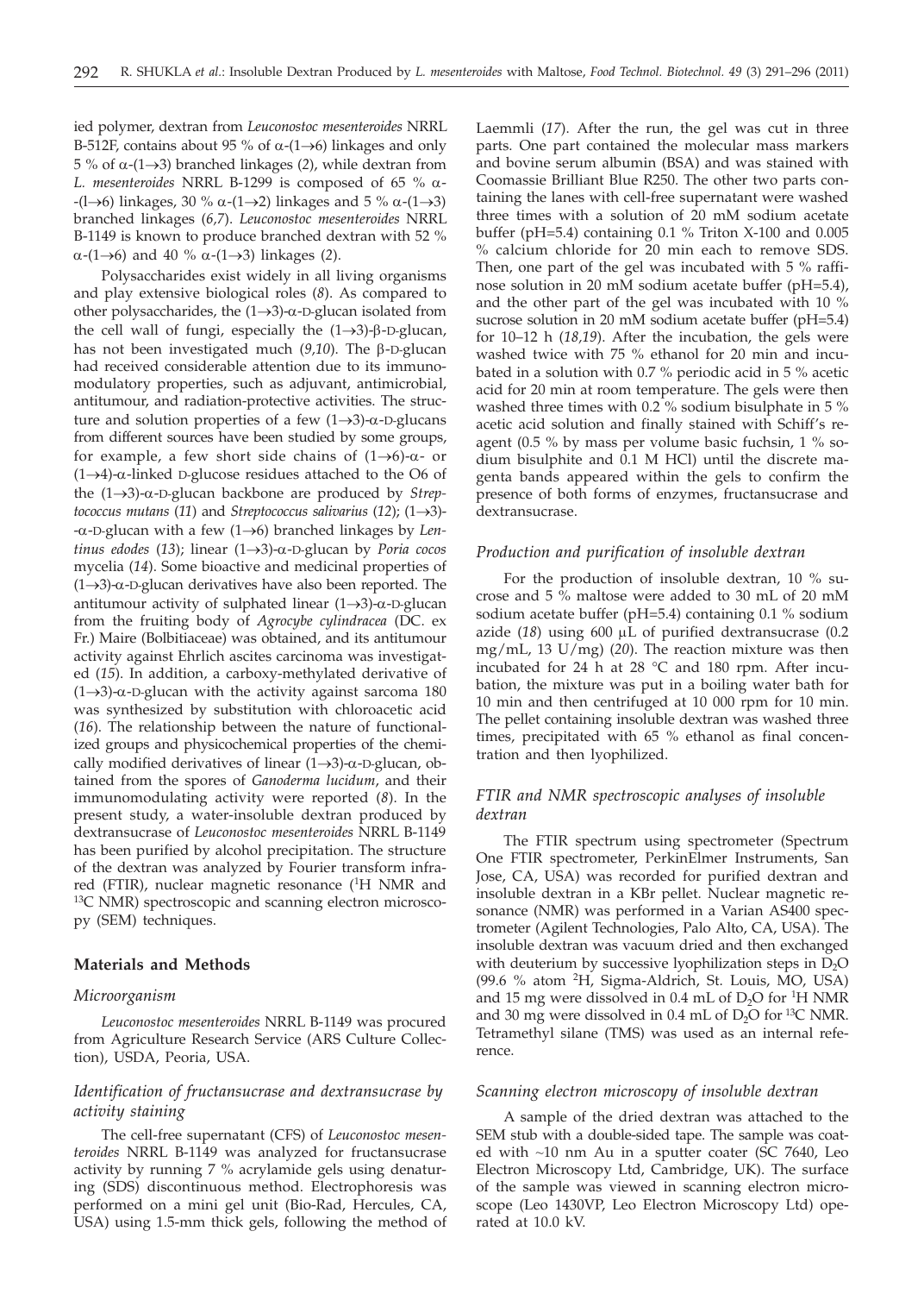ied polymer, dextran from *Leuconostoc mesenteroides* NRRL B-512F, contains about 95 % of α-(1→6) linkages and only 5 % of α-(1→3) branched linkages (*2*), while dextran from *L. mesenteroides* NRRL B-1299 is composed of 65 % α-(1→6) linkages, 30 % α-(1→2) linkages and 5 % α-(1→3) branched linkages (*6,7*). *Leuconostoc mesenteroides* NRRL B-1149 is known to produce branched dextran with 52 % α-(1→6) and 40 % α-(1→3) linkages (*2*).

Polysaccharides exist widely in all living organisms and play extensive biological roles (*8*). As compared to other polysaccharides, the (1→3)-α-D-glucan isolated from the cell wall of fungi, especially the (1→3)-β-D-glucan, has not been investigated much (*9,10*). The β-D-glucan had received considerable attention due to its immunomodulatory properties, such as adjuvant, antimicrobial, antitumour, and radiation-protective activities. The structure and solution properties of a few (1→3)-α-D-glucans from different sources have been studied by some groups, for example, a few short side chains of (1→6)-α- or (1→4)-α-linked D-glucose residues attached to the O6 of the (1→3)-α-D-glucan backbone are produced by *Streptococcus mutans* (*11*) and *Streptococcus salivarius* (*12*); (1→3)-α-D-glucan with a few (1→6) branched linkages by *Lentinus edodes* (*13*); linear (1→3)-α-D-glucan by *Poria cocos* mycelia (*14*). Some bioactive and medicinal properties of (1→3)-α-D-glucan derivatives have also been reported. The antitumour activity of sulphated linear (1→3)-α-D-glucan from the fruiting body of *Agrocybe cylindracea* (DC. ex Fr.) Maire (Bolbitiaceae) was obtained, and its antitumour activity against Ehrlich ascites carcinoma was investigated (*15*). In addition, a carboxy-methylated derivative of (1→3)-α-D-glucan with the activity against sarcoma 180 was synthesized by substitution with chloroacetic acid (*16*). The relationship between the nature of functionalized groups and physicochemical properties of the chemically modified derivatives of linear (1→3)-α-D-glucan, obtained from the spores of *Ganoderma lucidum*, and their immunomodulating activity were reported (*8*). In the present study, a water-insoluble dextran produced by dextransucrase of *Leuconostoc mesenteroides* NRRL B-1149 has been purified by alcohol precipitation. The structure of the dextran was analyzed by Fourier transform infrared (FTIR), nuclear magnetic resonance ($^1$H NMR and $^{13}$C NMR) spectroscopic and scanning electron microscopy (SEM) techniques.

## Materials and Methods

### Microorganism

*Leuconostoc mesenteroides* NRRL B-1149 was procured from Agriculture Research Service (ARS Culture Collection), USDA, Peoria, USA.

### Identification of fructansucrase and dextransucrase by activity staining

The cell-free supernatant (CFS) of *Leuconostoc mesenteroides* NRRL B-1149 was analyzed for fructansucrase activity by running 7 % acrylamide gels using denaturing (SDS) discontinuous method. Electrophoresis was performed on a mini gel unit (Bio-Rad, Hercules, CA, USA) using 1.5-mm thick gels, following the method of Laemmli (*17*). After the run, the gel was cut in three parts. One part contained the molecular mass markers and bovine serum albumin (BSA) and was stained with Coomassie Brilliant Blue R250. The other two parts containing the lanes with cell-free supernatant were washed three times with a solution of 20 mM sodium acetate buffer (pH=5.4) containing 0.1 % Triton X-100 and 0.005 % calcium chloride for 20 min each to remove SDS. Then, one part of the gel was incubated with 5 % raffinose solution in 20 mM sodium acetate buffer (pH=5.4), and the other part of the gel was incubated with 10 % sucrose solution in 20 mM sodium acetate buffer (pH=5.4) for 10–12 h (*18,19*). After the incubation, the gels were washed twice with 75 % ethanol for 20 min and incubated in a solution with 0.7 % periodic acid in 5 % acetic acid for 20 min at room temperature. The gels were then washed three times with 0.2 % sodium bisulphate in 5 % acetic acid solution and finally stained with Schiff's reagent (0.5 % by mass per volume basic fuchsin, 1 % sodium bisulphite and 0.1 M HCl) until the discrete magenta bands appeared within the gels to confirm the presence of both forms of enzymes, fructansucrase and dextransucrase.

### Production and purification of insoluble dextran

For the production of insoluble dextran, 10 % sucrose and 5 % maltose were added to 30 mL of 20 mM sodium acetate buffer (pH=5.4) containing 0.1 % sodium azide (*18*) using 600 μL of purified dextransucrase (0.2 mg/mL, 13 U/mg) (*20*). The reaction mixture was then incubated for 24 h at 28 °C and 180 rpm. After incubation, the mixture was put in a boiling water bath for 10 min and then centrifuged at 10 000 rpm for 10 min. The pellet containing insoluble dextran was washed three times, precipitated with 65 % ethanol as final concentration and then lyophilized.

### FTIR and NMR spectroscopic analyses of insoluble dextran

The FTIR spectrum using spectrometer (Spectrum One FTIR spectrometer, PerkinElmer Instruments, San Jose, CA, USA) was recorded for purified dextran and insoluble dextran in a KBr pellet. Nuclear magnetic resonance (NMR) was performed in a Varian AS400 spectrometer (Agilent Technologies, Palo Alto, CA, USA). The insoluble dextran was vacuum dried and then exchanged with deuterium by successive lyophilization steps in $D_2O$ (99.6 % atom $^2$H, Sigma-Aldrich, St. Louis, MO, USA) and 15 mg were dissolved in 0.4 mL of $D_2O$ for $^1$H NMR and 30 mg were dissolved in 0.4 mL of $D_2O$ for $^{13}$C NMR. Tetramethyl silane (TMS) was used as an internal reference.

### Scanning electron microscopy of insoluble dextran

A sample of the dried dextran was attached to the SEM stub with a double-sided tape. The sample was coated with ~10 nm Au in a sputter coater (SC 7640, Leo Electron Microscopy Ltd, Cambridge, UK). The surface of the sample was viewed in scanning electron microscope (Leo 1430VP, Leo Electron Microscopy Ltd) operated at 10.0 kV.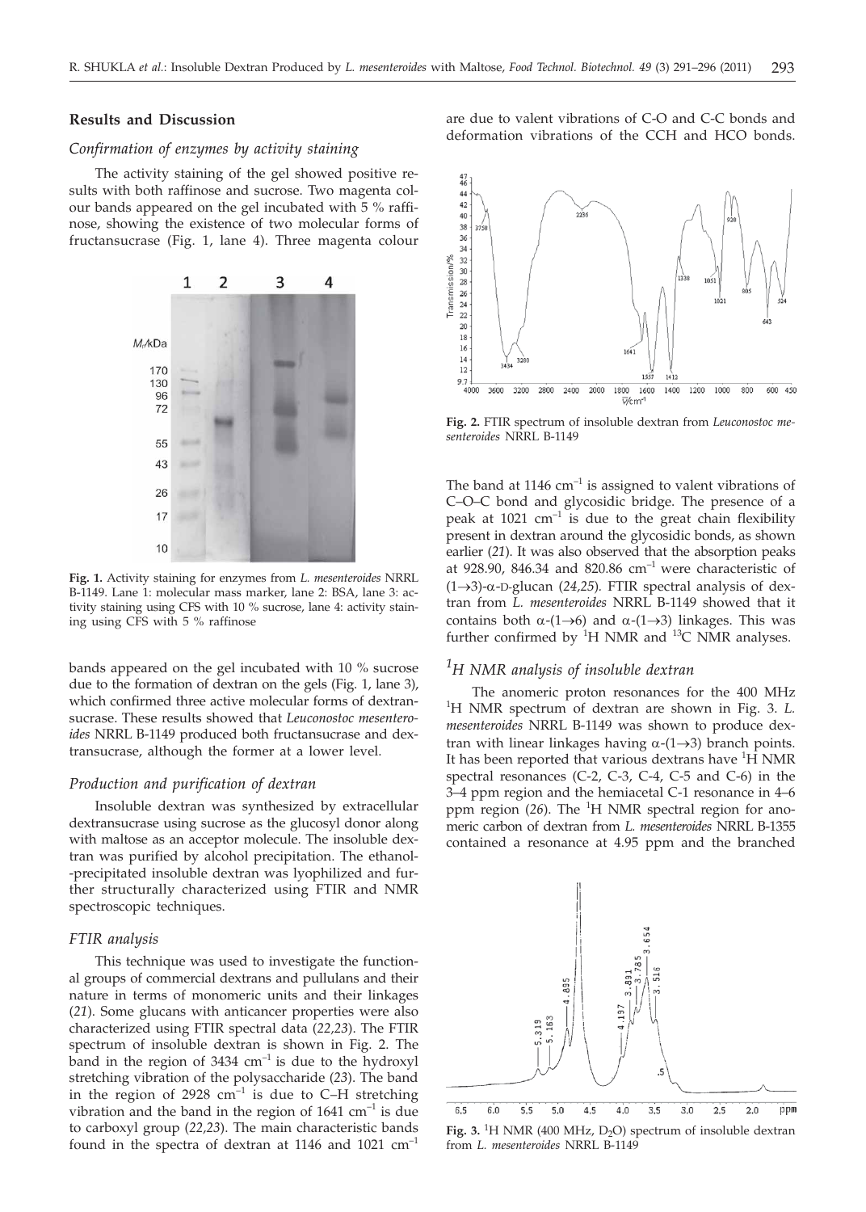## Results and Discussion

### *Confirmation of enzymes by activity staining*

The activity staining of the gel showed positive results with both raffinose and sucrose. Two magenta colour bands appeared on the gel incubated with 5 % raffinose, showing the existence of two molecular forms of fructansucrase (Fig. 1, lane 4). Three magenta colour bands appeared on the gel incubated with 10 % sucrose due to the formation of dextran on the gels (Fig. 1, lane 3), which confirmed three active molecular forms of dextransucrase. These results showed that *Leuconostoc mesenteroides* NRRL B-1149 produced both fructansucrase and dextransucrase, although the former at a lower level.

**Fig. 1.** Activity staining for enzymes from *L. mesenteroides* NRRL B-1149. Lane 1: molecular mass marker, lane 2: BSA, lane 3: activity staining using CFS with 10 % sucrose, lane 4: activity staining using CFS with 5 % raffinose

### *Production and purification of dextran*

Insoluble dextran was synthesized by extracellular dextransucrase using sucrose as the glucosyl donor along with maltose as an acceptor molecule. The insoluble dextran was purified by alcohol precipitation. The ethanol-precipitated insoluble dextran was lyophilized and further structurally characterized using FTIR and NMR spectroscopic techniques.

### *FTIR analysis*

This technique was used to investigate the functional groups of commercial dextrans and pullulans and their nature in terms of monomeric units and their linkages (*21*). Some glucans with anticancer properties were also characterized using FTIR spectral data (*22,23*). The FTIR spectrum of insoluble dextran is shown in Fig. 2. The band in the region of 3434 cm$^{-1}$ is due to the hydroxyl stretching vibration of the polysaccharide (*23*). The band in the region of 2928 cm$^{-1}$ is due to C–H stretching vibration and the band in the region of 1641 cm$^{-1}$ is due to carboxyl group (*22,23*). The main characteristic bands found in the spectra of dextran at 1146 and 1021 cm$^{-1}$ are due to valent vibrations of C-O and C-C bonds and deformation vibrations of the CCH and HCO bonds.

**Fig. 2.** FTIR spectrum of insoluble dextran from *Leuconostoc mesenteroides* NRRL B-1149

The band at 1146 cm$^{-1}$ is assigned to valent vibrations of C–O–C bond and glycosidic bridge. The presence of a peak at 1021 cm$^{-1}$ is due to the great chain flexibility present in dextran around the glycosidic bonds, as shown earlier (*21*). It was also observed that the absorption peaks at 928.90, 846.34 and 820.86 cm$^{-1}$ were characteristic of (1→3)-α-D-glucan (*24,25*). FTIR spectral analysis of dextran from *L. mesenteroides* NRRL B-1149 showed that it contains both α-(1→6) and α-(1→3) linkages. This was further confirmed by $^{1}$H NMR and $^{13}$C NMR analyses.

### *$^{1}$H NMR analysis of insoluble dextran*

The anomeric proton resonances for the 400 MHz $^{1}$H NMR spectrum of dextran are shown in Fig. 3. *L. mesenteroides* NRRL B-1149 was shown to produce dextran with linear linkages having α-(1→3) branch points. It has been reported that various dextrans have $^{1}$H NMR spectral resonances (C-2, C-3, C-4, C-5 and C-6) in the 3–4 ppm region and the hemiacetal C-1 resonance in 4–6 ppm region (*26*). The $^{1}$H NMR spectral region for anomeric carbon of dextran from *L. mesenteroides* NRRL B-1355 contained a resonance at 4.95 ppm and the branched

**Fig. 3.** $^{1}$H NMR (400 MHz, $D_2O$) spectrum of insoluble dextran from *L. mesenteroides* NRRL B-1149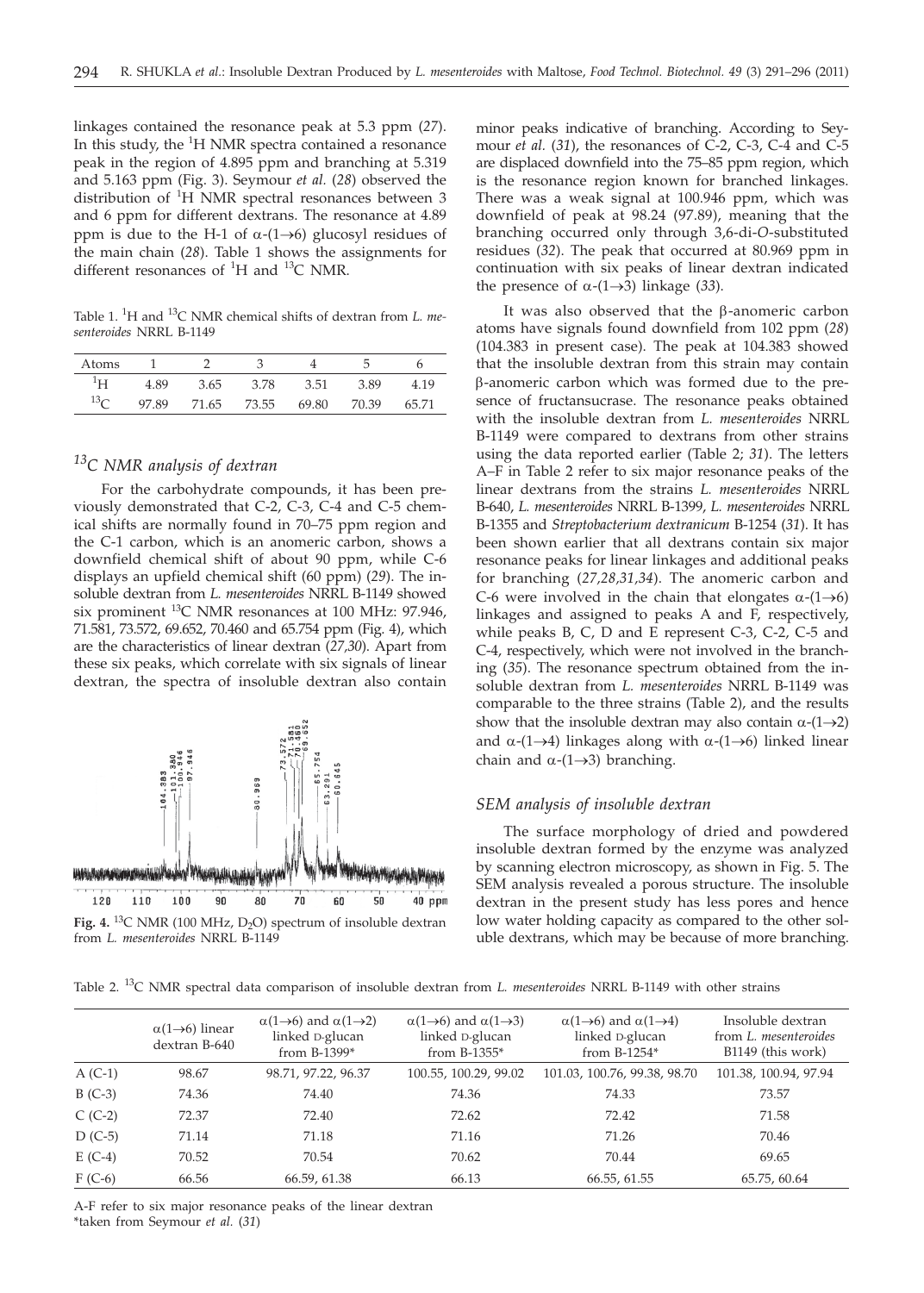linkages contained the resonance peak at 5.3 ppm (*27*). In this study, the $^{1}H$ NMR spectra contained a resonance peak in the region of 4.895 ppm and branching at 5.319 and 5.163 ppm (Fig. 3). Seymour *et al.* (*28*) observed the distribution of $^{1}H$ NMR spectral resonances between 3 and 6 ppm for different dextrans. The resonance at 4.89 ppm is due to the H-1 of α-(1→6) glucosyl residues of the main chain (*28*). Table 1 shows the assignments for different resonances of $^{1}H$ and $^{13}C$ NMR.

Table 1. $^{1}H$ and $^{13}C$ NMR chemical shifts of dextran from *L. mesenteroides* NRRL B-1149

| Atoms | 1 | 2 | 3 | 4 | 5 | 6 |
|---|---|---|---|---|---|---|
| $^{1}H$ | 4.89 | 3.65 | 3.78 | 3.51 | 3.89 | 4.19 |
| $^{13}C$ | 97.89 | 71.65 | 73.55 | 69.80 | 70.39 | 65.71 |

### $^{13}C$ NMR analysis of dextran

For the carbohydrate compounds, it has been previously demonstrated that C-2, C-3, C-4 and C-5 chemical shifts are normally found in 70–75 ppm region and the C-1 carbon, which is an anomeric carbon, shows a downfield chemical shift of about 90 ppm, while C-6 displays an upfield chemical shift (60 ppm) (*29*). The insoluble dextran from *L. mesenteroides* NRRL B-1149 showed six prominent $^{13}C$ NMR resonances at 100 MHz: 97.946, 71.581, 73.572, 69.652, 70.460 and 65.754 ppm (Fig. 4), which are the characteristics of linear dextran (*27,30*). Apart from these six peaks, which correlate with six signals of linear dextran, the spectra of insoluble dextran also contain minor peaks indicative of branching. According to Seymour *et al.* (*31*), the resonances of C-2, C-3, C-4 and C-5 are displaced downfield into the 75–85 ppm region, which is the resonance region known for branched linkages. There was a weak signal at 100.946 ppm, which was downfield of peak at 98.24 (97.89), meaning that the branching occurred only through 3,6-di-*O*-substituted residues (*32*). The peak that occurred at 80.969 ppm in continuation with six peaks of linear dextran indicated the presence of α-(1→3) linkage (*33*).

**Fig. 4.** $^{13}C$ NMR (100 MHz, $D_2O$) spectrum of insoluble dextran from *L. mesenteroides* NRRL B-1149

It was also observed that the β-anomeric carbon atoms have signals found downfield from 102 ppm (*28*) (104.383 in present case). The peak at 104.383 showed that the insoluble dextran from this strain may contain β-anomeric carbon which was formed due to the presence of fructansucrase. The resonance peaks obtained with the insoluble dextran from *L. mesenteroides* NRRL B-1149 were compared to dextrans from other strains using the data reported earlier (Table 2; *31*). The letters A–F in Table 2 refer to six major resonance peaks of the linear dextrans from the strains *L. mesenteroides* NRRL B-640, *L. mesenteroides* NRRL B-1399, *L. mesenteroides* NRRL B-1355 and *Streptobacterium dextranicum* B-1254 (*31*). It has been shown earlier that all dextrans contain six major resonance peaks for linear linkages and additional peaks for branching (*27,28,31,34*). The anomeric carbon and C-6 were involved in the chain that elongates α-(1→6) linkages and assigned to peaks A and F, respectively, while peaks B, C, D and E represent C-3, C-2, C-5 and C-4, respectively, which were not involved in the branching (*35*). The resonance spectrum obtained from the insoluble dextran from *L. mesenteroides* NRRL B-1149 was comparable to the three strains (Table 2), and the results show that the insoluble dextran may also contain α-(1→2) and α-(1→4) linkages along with α-(1→6) linked linear chain and α-(1→3) branching.

### SEM analysis of insoluble dextran

The surface morphology of dried and powdered insoluble dextran formed by the enzyme was analyzed by scanning electron microscopy, as shown in Fig. 5. The SEM analysis revealed a porous structure. The insoluble dextran in the present study has less pores and hence low water holding capacity as compared to the other soluble dextrans, which may be because of more branching.

Table 2. $^{13}C$ NMR spectral data comparison of insoluble dextran from *L. mesenteroides* NRRL B-1149 with other strains

| | α(1→6) linear dextran B-640 | α(1→6) and α(1→2) linked D-glucan from B-1399* | α(1→6) and α(1→3) linked D-glucan from B-1355* | α(1→6) and α(1→4) linked D-glucan from B-1254* | Insoluble dextran from *L. mesenteroides* B1149 (this work) |
|---|---|---|---|---|---|
| A (C-1) | 98.67 | 98.71, 97.22, 96.37 | 100.55, 100.29, 99.02 | 101.03, 100.76, 99.38, 98.70 | 101.38, 100.94, 97.94 |
| B (C-3) | 74.36 | 74.40 | 74.36 | 74.33 | 73.57 |
| C (C-2) | 72.37 | 72.40 | 72.62 | 72.42 | 71.58 |
| D (C-5) | 71.14 | 71.18 | 71.16 | 71.26 | 70.46 |
| E (C-4) | 70.52 | 70.54 | 70.62 | 70.44 | 69.65 |
| F (C-6) | 66.56 | 66.59, 61.38 | 66.13 | 66.55, 61.55 | 65.75, 60.64 |

A-F refer to six major resonance peaks of the linear dextran
*taken from Seymour *et al.* (*31*)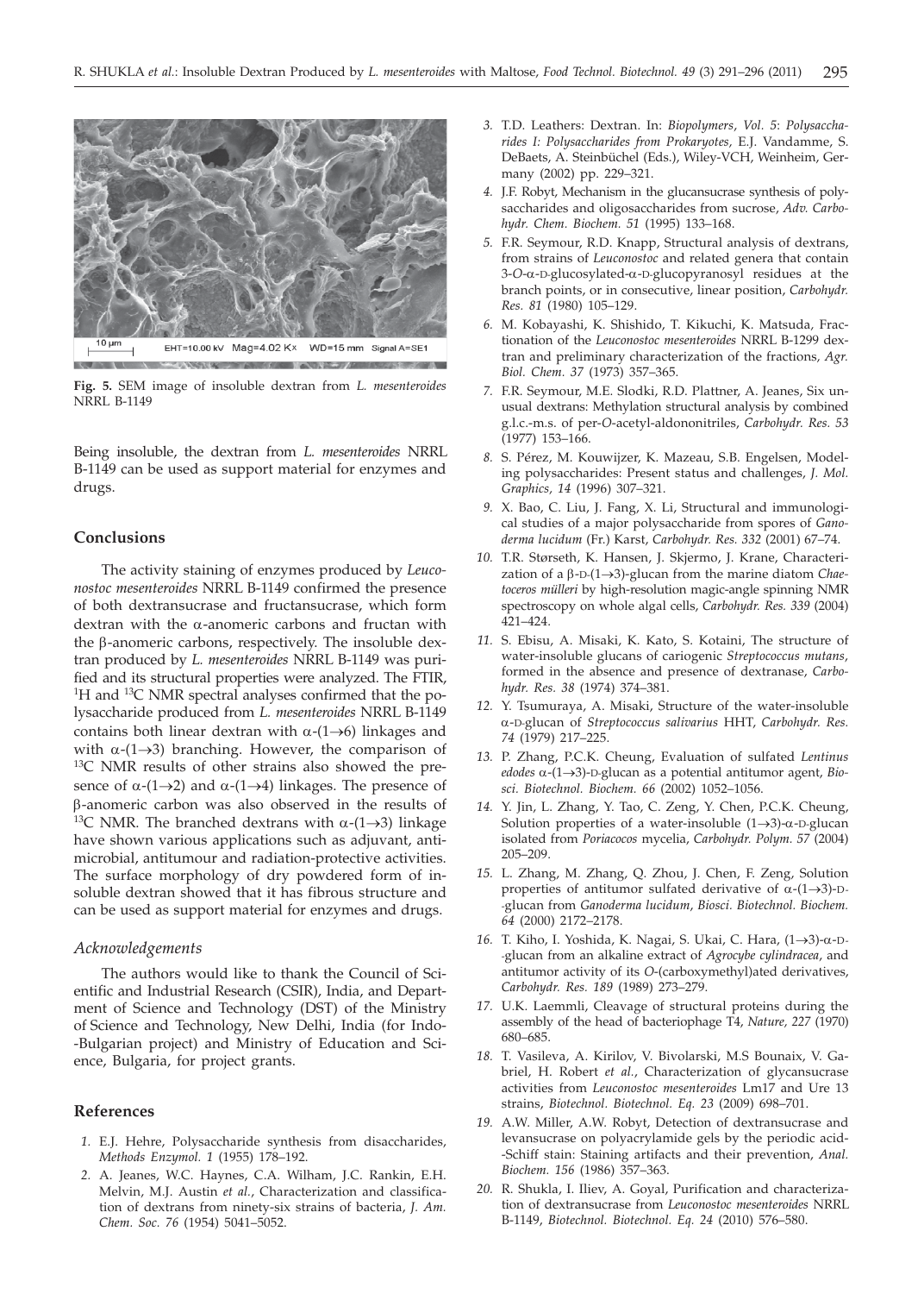Fig. 5. SEM image of insoluble dextran from *L. mesenteroides* NRRL B-1149

Being insoluble, the dextran from *L. mesenteroides* NRRL B-1149 can be used as support material for enzymes and drugs.

## Conclusions

The activity staining of enzymes produced by *Leuconostoc mesenteroides* NRRL B-1149 confirmed the presence of both dextransucrase and fructansucrase, which form dextran with the α-anomeric carbons and fructan with the β-anomeric carbons, respectively. The insoluble dextran produced by *L. mesenteroides* NRRL B-1149 was purified and its structural properties were analyzed. The FTIR, $^{1}H$ and $^{13}C$ NMR spectral analyses confirmed that the polysaccharide produced from *L. mesenteroides* NRRL B-1149 contains both linear dextran with α-(1→6) linkages and with α-(1→3) branching. However, the comparison of $^{13}C$ NMR results of other strains also showed the presence of α-(1→2) and α-(1→4) linkages. The presence of β-anomeric carbon was also observed in the results of $^{13}C$ NMR. The branched dextrans with α-(1→3) linkage have shown various applications such as adjuvant, antimicrobial, antitumour and radiation-protective activities. The surface morphology of dry powdered form of insoluble dextran showed that it has fibrous structure and can be used as support material for enzymes and drugs.

### *Acknowledgements*

The authors would like to thank the Council of Scientific and Industrial Research (CSIR), India, and Department of Science and Technology (DST) of the Ministry of Science and Technology, New Delhi, India (for Indo-Bulgarian project) and Ministry of Education and Science, Bulgaria, for project grants.

## References

1. E.J. Hehre, Polysaccharide synthesis from disaccharides, *Methods Enzymol. 1* (1955) 178–192.
2. A. Jeanes, W.C. Haynes, C.A. Wilham, J.C. Rankin, E.H. Melvin, M.J. Austin *et al.*, Characterization and classification of dextrans from ninety-six strains of bacteria, *J. Am. Chem. Soc. 76* (1954) 5041–5052.
3. T.D. Leathers: Dextran. In: *Biopolymers*, *Vol. 5*: *Polysaccharides I: Polysaccharides from Prokaryotes,* E.J. Vandamme, S. DeBaets, A. Steinbüchel (Eds.), Wiley-VCH, Weinheim, Germany (2002) pp. 229–321.
4. J.F. Robyt, Mechanism in the glucansucrase synthesis of polysaccharides and oligosaccharides from sucrose, *Adv. Carbohydr. Chem. Biochem. 51* (1995) 133–168.
5. F.R. Seymour, R.D. Knapp, Structural analysis of dextrans, from strains of *Leuconostoc* and related genera that contain 3-*O*-α-D-glucosylated-α-D-glucopyranosyl residues at the branch points, or in consecutive, linear position, *Carbohydr. Res. 81* (1980) 105–129.
6. M. Kobayashi, K. Shishido, T. Kikuchi, K. Matsuda, Fractionation of the *Leuconostoc mesenteroides* NRRL B-1299 dextran and preliminary characterization of the fractions, *Agr. Biol. Chem. 37* (1973) 357–365.
7. F.R. Seymour, M.E. Slodki, R.D. Plattner, A. Jeanes, Six unusual dextrans: Methylation structural analysis by combined g.l.c.-m.s. of per-*O*-acetyl-aldononitriles, *Carbohydr. Res. 53* (1977) 153–166.
8. S. Pérez, M. Kouwijzer, K. Mazeau, S.B. Engelsen, Modeling polysaccharides: Present status and challenges, *J. Mol. Graphics, 14* (1996) 307–321.
9. X. Bao, C. Liu, J. Fang, X. Li, Structural and immunological studies of a major polysaccharide from spores of *Ganoderma lucidum* (Fr.) Karst, *Carbohydr. Res. 332* (2001) 67–74.
10. T.R. Størseth, K. Hansen, J. Skjermo, J. Krane, Characterization of a β-D-(1→3)-glucan from the marine diatom *Chaetoceros mülleri* by high-resolution magic-angle spinning NMR spectroscopy on whole algal cells, *Carbohydr. Res. 339* (2004) 421–424.
11. S. Ebisu, A. Misaki, K. Kato, S. Kotaini, The structure of water-insoluble glucans of cariogenic *Streptococcus mutans*, formed in the absence and presence of dextranase, *Carbohydr. Res. 38* (1974) 374–381.
12. Y. Tsumuraya, A. Misaki, Structure of the water-insoluble α-D-glucan of *Streptococcus salivarius* HHT, *Carbohydr. Res. 74* (1979) 217–225.
13. P. Zhang, P.C.K. Cheung, Evaluation of sulfated *Lentinus edodes* α-(1→3)-D-glucan as a potential antitumor agent, *Biosci. Biotechnol. Biochem. 66* (2002) 1052–1056.
14. Y. Jin, L. Zhang, Y. Tao, C. Zeng, Y. Chen, P.C.K. Cheung, Solution properties of a water-insoluble (1→3)-α-D-glucan isolated from *Poriacocos* mycelia, *Carbohydr. Polym. 57* (2004) 205–209.
15. L. Zhang, M. Zhang, Q. Zhou, J. Chen, F. Zeng, Solution properties of antitumor sulfated derivative of α-(1→3)-D-glucan from *Ganoderma lucidum*, *Biosci. Biotechnol. Biochem. 64* (2000) 2172–2178.
16. T. Kiho, I. Yoshida, K. Nagai, S. Ukai, C. Hara, (1→3)-α-D-glucan from an alkaline extract of *Agrocybe cylindracea*, and antitumor activity of its *O*-(carboxymethyl)ated derivatives, *Carbohydr. Res. 189* (1989) 273–279.
17. U.K. Laemmli, Cleavage of structural proteins during the assembly of the head of bacteriophage T4, *Nature, 227* (1970) 680–685.
18. T. Vasileva, A. Kirilov, V. Bivolarski, M.S Bounaix, V. Gabriel, H. Robert *et al.*, Characterization of glycansucrase activities from *Leuconostoc mesenteroides* Lm17 and Ure 13 strains, *Biotechnol. Biotechnol. Eq. 23* (2009) 698–701.
19. A.W. Miller, A.W. Robyt, Detection of dextransucrase and levansucrase on polyacrylamide gels by the periodic acid-Schiff stain: Staining artifacts and their prevention, *Anal. Biochem. 156* (1986) 357–363.
20. R. Shukla, I. Iliev, A. Goyal, Purification and characterization of dextransucrase from *Leuconostoc mesenteroides* NRRL B-1149, *Biotechnol. Biotechnol. Eq. 24* (2010) 576–580.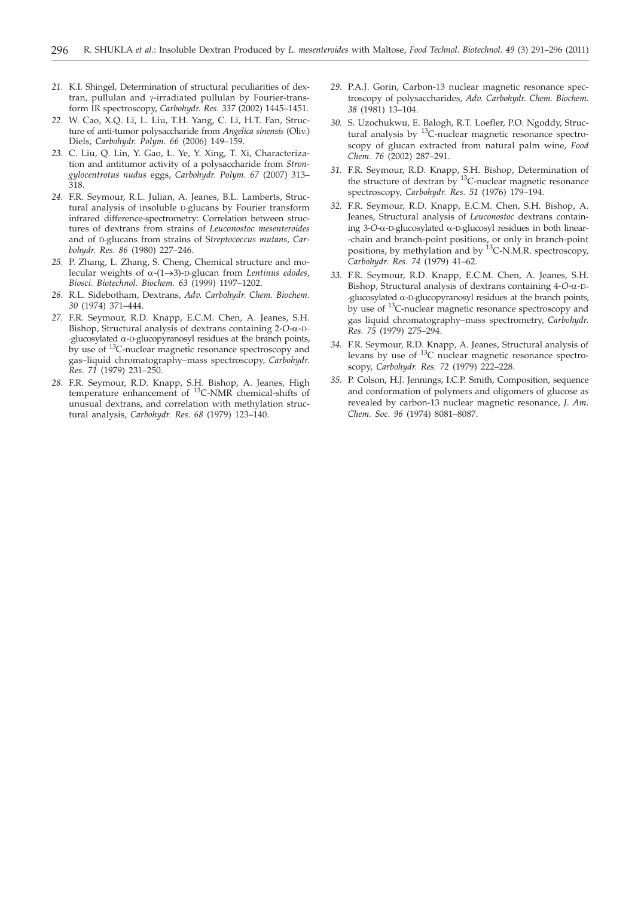21. K.I. Shingel, Determination of structural peculiarities of dextran, pullulan and γ-irradiated pullulan by Fourier-transform IR spectroscopy, *Carbohydr. Res. 337* (2002) 1445–1451.
22. W. Cao, X.Q. Li, L. Liu, T.H. Yang, C. Li, H.T. Fan, Structure of anti-tumor polysaccharide from *Angelica sinensis* (Oliv.) Diels, *Carbohydr. Polym. 66* (2006) 149–159.
23. C. Liu, Q. Lin, Y. Gao, L. Ye, Y. Xing, T. Xi, Characterization and antitumor activity of a polysaccharide from *Strongylocentrotus nudus* eggs, *Carbohydr. Polym. 67* (2007) 313–318.
24. F.R. Seymour, R.L. Julian, A. Jeanes, B.L. Lamberts, Structural analysis of insoluble D-glucans by Fourier transform infrared difference-spectrometry: Correlation between structures of dextrans from strains of *Leuconostoc mesenteroides* and of D-glucans from strains of *Streptococcus mutans*, *Carbohydr. Res. 86* (1980) 227–246.
25. P. Zhang, L. Zhang, S. Cheng, Chemical structure and molecular weights of α-(1→3)-D-glucan from *Lentinus edodes*, *Biosci. Biotechnol. Biochem. 63* (1999) 1197–1202.
26. R.L. Sidebotham, Dextrans, *Adv. Carbohydr. Chem. Biochem. 30* (1974) 371–444.
27. F.R. Seymour, R.D. Knapp, E.C.M. Chen, A. Jeanes, S.H. Bishop, Structural analysis of dextrans containing 2-*O*-α-D-glucosylated α-D-glucopyranosyl residues at the branch points, by use of $^{13}$C-nuclear magnetic resonance spectroscopy and gas–liquid chromatography–mass spectroscopy, *Carbohydr. Res. 71* (1979) 231–250.
28. F.R. Seymour, R.D. Knapp, S.H. Bishop, A. Jeanes, High temperature enhancement of $^{13}$C-NMR chemical-shifts of unusual dextrans, and correlation with methylation structural analysis, *Carbohydr. Res. 68* (1979) 123–140.
29. P.A.J. Gorin, Carbon-13 nuclear magnetic resonance spectroscopy of polysaccharides, *Adv. Carbohydr. Chem. Biochem. 38* (1981) 13–104.
30. S. Uzochukwu, E. Balogh, R.T. Loefler, P.O. Ngoddy, Structural analysis by $^{13}$C-nuclear magnetic resonance spectroscopy of glucan extracted from natural palm wine, *Food Chem. 76* (2002) 287–291.
31. F.R. Seymour, R.D. Knapp, S.H. Bishop, Determination of the structure of dextran by $^{13}$C-nuclear magnetic resonance spectroscopy, *Carbohydr. Res. 51* (1976) 179–194.
32. F.R. Seymour, R.D. Knapp, E.C.M. Chen, S.H. Bishop, A. Jeanes, Structural analysis of *Leuconostoc* dextrans containing 3-*O*-α-D-glucosylated α-D-glucosyl residues in both linear-chain and branch-point positions, or only in branch-point positions, by methylation and by $^{13}$C-N.M.R. spectroscopy, *Carbohydr. Res. 74* (1979) 41–62.
33. F.R. Seymour, R.D. Knapp, E.C.M. Chen, A. Jeanes, S.H. Bishop, Structural analysis of dextrans containing 4-*O*-α-D-glucosylated α-D-glucopyranosyl residues at the branch points, by use of $^{13}$C-nuclear magnetic resonance spectroscopy and gas liquid chromatography–mass spectrometry, *Carbohydr. Res. 75* (1979) 275–294.
34. F.R. Seymour, R.D. Knapp, A. Jeanes, Structural analysis of levans by use of $^{13}$C nuclear magnetic resonance spectroscopy, *Carbohydr. Res. 72* (1979) 222–228.
35. P. Colson, H.J. Jennings, I.C.P. Smith, Composition, sequence and conformation of polymers and oligomers of glucose as revealed by carbon-13 nuclear magnetic resonance, *J. Am. Chem. Soc. 96* (1974) 8081–8087.